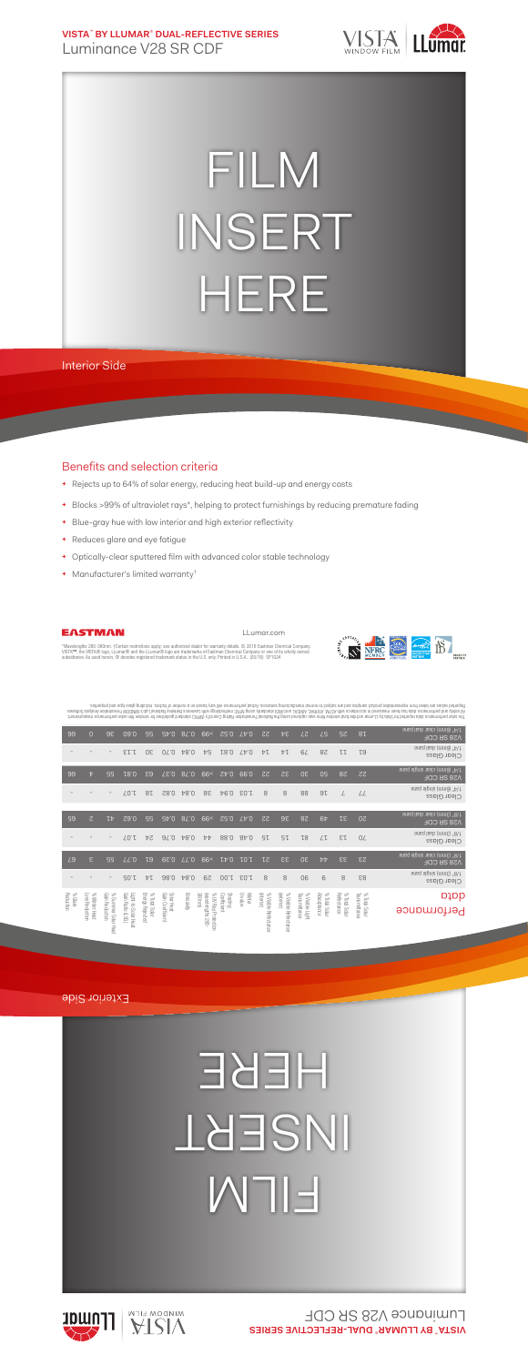**VISTA™ BY LLUMAR® DUAL-REFLECTIVE SERIES**
Luminance V28 SR CDF

VISTA WINDOW FILM | LLumar

# FILM INSERT HERE

Interior Side

## Benefits and selection criteria

- Rejects up to 64% of solar energy, reducing heat build-up and energy costs
- Blocks >99% of ultraviolet rays*, helping to protect furnishings by reducing premature fading
- Blue-gray hue with low interior and high exterior reflectivity
- Reduces glare and eye fatigue
- Optically-clear sputtered film with advanced color stable technology
- Manufacturer's limited warranty†

EASTMAN

LLumar.com

*Wavelengths 280-380nm. †Certain restrictions apply; see authorized dealer for warranty details. © 2016 Eastman Chemical Company. VISTA™, the VISTA® logo, LLumar® and the LLumar® logo are trademarks of Eastman Chemical Company or one of its wholly owned subsidiaries. As used herein, ® denotes registered trademark status in the U.S. only. Printed in U.S.A. (05/16) SP1534.

## Performance data

| | % Total Solar Transmittance | % Total Solar Reflectance | % Total Solar Absorptance | % Visible Light Transmittance | % Visible Reflectance (exterior) | % Visible Reflectance (interior) | Winter U-Value | Shading Coefficient | % UV Rejection (wavelengths 280-380nm) | Emissivity | Solar Heat Gain Coefficient | % Total Solar Energy Rejected | Light to Solar Heat Gain Ratio (LSG) | % Summer Solar Heat Gain Reduction | % Glare Reduction | % Winter Heat Loss Reduction | % Fade Reduction |
|---|---|---|---|---|---|---|---|---|---|---|---|---|---|---|---|---|---|
| Clear Glass 1/8" (3mm) clear single pane | 83 | 8 | 9 | 90 | 8 | 8 | 1.03 | 1.00 | 29 | 0.84 | 0.86 | 14 | 1.05 | - | - | - | - |
| V28 SR CDF 1/8" (3mm) clear single pane | 23 | 33 | 44 | 30 | 33 | 21 | 1.01 | 0.41 | >99 | 0.77 | 0.39 | 61 | 0.77 | 55 | 67 | 3 | 67 |
| Clear Glass 1/8" (3mm) dual pane | 70 | 13 | 17 | 81 | 15 | 15 | 0.48 | 0.88 | 44 | 0.84 | 0.76 | 24 | 1.07 | - | - | - | - |
| V28 SR CDF 1/8" (3mm) dual pane | 20 | 31 | 49 | 28 | 36 | 22 | 0.47 | 0.52 | >99 | 0.78 | 0.45 | 55 | 0.62 | 41 | 65 | 2 | 65 |
| Clear Glass 1/4" (6mm) clear single pane | 77 | 7 | 16 | 88 | 8 | 8 | 1.03 | 0.94 | 38 | 0.84 | 0.82 | 18 | 1.07 | - | - | - | - |
| V28 SR CDF 1/4" (6mm) clear single pane | 22 | 28 | 50 | 30 | 32 | 22 | 0.99 | 0.42 | >99 | 0.78 | 0.37 | 63 | 0.81 | 55 | 66 | 4 | 66 |
| Clear Glass 1/4" (6mm) dual pane | 63 | 11 | 26 | 79 | 14 | 14 | 0.47 | 0.81 | 54 | 0.84 | 0.70 | 30 | 1.13 | - | - | - | - |
| V28 SR CDF 1/4" (6mm) dual pane | 18 | 25 | 57 | 27 | 34 | 22 | 0.47 | 0.52 | >99 | 0.78 | 0.45 | 55 | 0.60 | 36 | 66 | 0 | 66 |

The solar performance data reported for Vista by LLumar and dual window films was captured using the National Fenestration Rating Council's (NFRC) standard guidelines for window film solar performance measurement. All solar and performance data has been measured in accordance with ASTM, ANSI/NFRC, and NFRC standards using NFRC methodology with Lawrence Berkeley National Lab's WINDOW Fenestration Analysis Software. Reported values are taken from representative product samples and are subject to normal manufacturing variances. Actual performance will vary based on a number of factors, including glass type and properties.

Exterior Side

# FILM INSERT HERE

**VISTA™ BY LLUMAR® DUAL-REFLECTIVE SERIES**
Luminance V28 SR CDF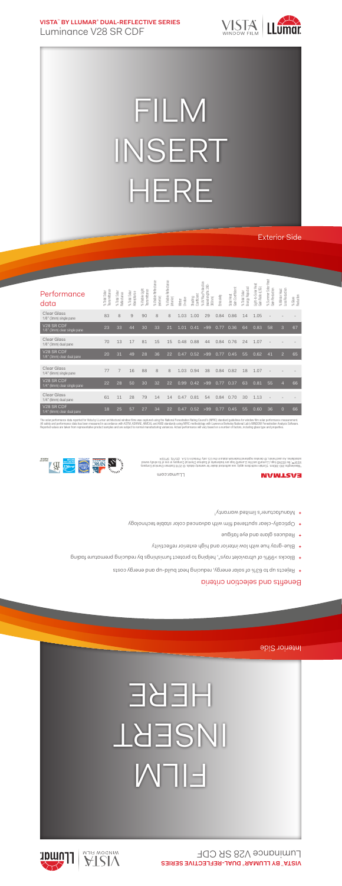**VISTA™ BY LLUMAR® DUAL-REFLECTIVE SERIES**

Luminance V28 SR CDF

# FILM INSERT HERE

Exterior Side

## Performance data

| | % Total Solar Transmittance | % Total Solar Reflectance | % Total Solar Absorptance | % Visible Light Transmittance | % Visible Reflectance (exterior) | % Visible Reflectance (interior) | Winter U-value | Shading Coefficient | % UV Ray Reduction (wavelengths 280-380nm) | Emissivity | Solar Heat Gain Coefficient | % Total Solar Energy Rejected | Light to Solar Heat Gain Ratio (LSG) | % Summer Solar Heat Gain Reduction | % Winter Heat Loss Reduction | % Glare Reduction |
|---|---|---|---|---|---|---|---|---|---|---|---|---|---|---|---|---|
| Clear Glass 1/8" (3mm) single pane | 83 | 8 | 9 | 90 | 8 | 8 | 1.03 | 1.00 | 29 | 0.84 | 0.86 | 14 | 1.05 | - | - | - |
| V28 SR CDF 1/8" (3mm) clear single pane | 23 | 33 | 44 | 30 | 33 | 21 | 1.01 | 0.41 | >99 | 0.77 | 0.36 | 64 | 0.83 | 58 | 3 | 67 |
| Clear Glass 1/8" (3mm) dual pane | 70 | 13 | 17 | 81 | 15 | 15 | 0.48 | 0.88 | 44 | 0.84 | 0.76 | 24 | 1.07 | - | - | - |
| V28 SR CDF 1/8" (3mm) clear dual pane | 20 | 31 | 49 | 28 | 36 | 22 | 0.47 | 0.52 | >99 | 0.77 | 0.45 | 55 | 0.62 | 41 | 2 | 65 |
| Clear Glass 1/4" (6mm) single pane | 77 | 7 | 16 | 88 | 8 | 8 | 1.03 | 0.94 | 38 | 0.84 | 0.82 | 18 | 1.07 | - | - | - |
| V28 SR CDF 1/4" (6mm) clear single pane | 22 | 28 | 50 | 30 | 32 | 22 | 0.99 | 0.42 | >99 | 0.77 | 0.37 | 63 | 0.81 | 55 | 4 | 66 |
| Clear Glass 1/4" (6mm) dual pane | 61 | 11 | 28 | 79 | 14 | 14 | 0.47 | 0.81 | 54 | 0.84 | 0.70 | 30 | 1.13 | - | - | - |
| V28 SR CDF 1/4" (6mm) clear dual pane | 18 | 25 | 57 | 27 | 34 | 22 | 0.47 | 0.52 | >99 | 0.77 | 0.45 | 55 | 0.60 | 36 | 0 | 66 |

The solar performance data reported for Vista by LLumar architectural window films was captured using the National Fenestration Rating Council's (NFRC) standard guidelines for window film solar performance measurement. All safety and performance data has been measured in accordance with ASTM, ASHRAE, ANSI and ANSI standards using NFRC methodology with Lawrence Berkeley National Lab's WINDOW Fenestration Analysis Software. Reported values are taken from representative product samples and are subject to normal manufacturing variances. Actual performance will vary based on a number of factors, including glass type and properties.

†Wavelengths 280-380nm. ²Certain restrictions apply, see authorized dealer for warranty details. © 2018 Eastman Chemical Company. VISTA™, the VISTA® logo, LLUMAR® and the LLumar® logo are trademarks of Eastman Chemical Company or one of its wholly owned subsidiaries. As used herein, ® denotes registered trademark status in the U.S. only. Printed in U.S.A. (03/18) SRT034

EASTMAN

LLumar.com

## Benefits and selection criteria

- Rejects up to 63% of solar energy, reducing heat build-up and energy costs
- Blocks >99% of ultraviolet rays†, helping to protect furnishings by reducing premature fading
- Blue-gray hue with low interior and high exterior reflectivity
- Reduces glare and eye fatigue
- Optically-clear sputtered film with advanced color stable technology
- Manufacturer's limited warranty²

Interior Side

# FILM INSERT HERE

**VISTA™ BY LLUMAR® DUAL-REFLECTIVE SERIES**

Luminance V28 SR CDF